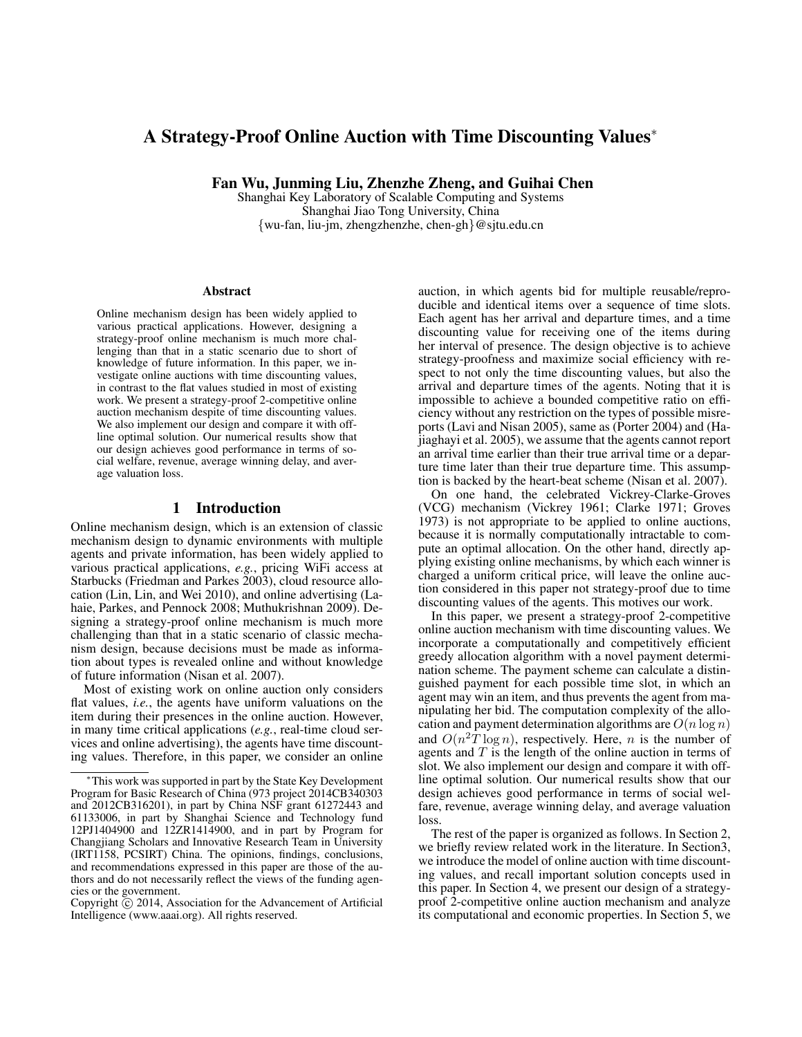# A Strategy-Proof Online Auction with Time Discounting Values*

**Fan Wu, Junming Liu, Zhenzhe Zheng, and Guihai Chen**

Shanghai Key Laboratory of Scalable Computing and Systems
Shanghai Jiao Tong University, China
{wu-fan, liu-jm, zhengzhenzhe, chen-gh}@sjtu.edu.cn

### Abstract

Online mechanism design has been widely applied to various practical applications. However, designing a strategy-proof online mechanism is much more challenging than that in a static scenario due to short of knowledge of future information. In this paper, we investigate online auctions with time discounting values, in contrast to the flat values studied in most of existing work. We present a strategy-proof 2-competitive online auction mechanism despite of time discounting values. We also implement our design and compare it with offline optimal solution. Our numerical results show that our design achieves good performance in terms of social welfare, revenue, average winning delay, and average valuation loss.

## 1 Introduction

Online mechanism design, which is an extension of classic mechanism design to dynamic environments with multiple agents and private information, has been widely applied to various practical applications, *e.g.*, pricing WiFi access at Starbucks (Friedman and Parkes 2003), cloud resource allocation (Lin, Lin, and Wei 2010), and online advertising (Lahaie, Parkes, and Pennock 2008; Muthukrishnan 2009). Designing a strategy-proof online mechanism is much more challenging than that in a static scenario of classic mechanism design, because decisions must be made as information about types is revealed online and without knowledge of future information (Nisan et al. 2007).

Most of existing work on online auction only considers flat values, *i.e.*, the agents have uniform valuations on the item during their presences in the online auction. However, in many time critical applications (*e.g.*, real-time cloud services and online advertising), the agents have time discounting values. Therefore, in this paper, we consider an online auction, in which agents bid for multiple reusable/reproducible and identical items over a sequence of time slots. Each agent has her arrival and departure times, and a time discounting value for receiving one of the items during her interval of presence. The design objective is to achieve strategy-proofness and maximize social efficiency with respect to not only the time discounting values, but also the arrival and departure times of the agents. Noting that it is impossible to achieve a bounded competitive ratio on efficiency without any restriction on the types of possible misreports (Lavi and Nisan 2005), same as (Porter 2004) and (Hajiaghayi et al. 2005), we assume that the agents cannot report an arrival time earlier than their true arrival time or a departure time later than their true departure time. This assumption is backed by the heart-beat scheme (Nisan et al. 2007).

On one hand, the celebrated Vickrey-Clarke-Groves (VCG) mechanism (Vickrey 1961; Clarke 1971; Groves 1973) is not appropriate to be applied to online auctions, because it is normally computationally intractable to compute an optimal allocation. On the other hand, directly applying existing online mechanisms, by which each winner is charged a uniform critical price, will leave the online auction considered in this paper not strategy-proof due to time discounting values of the agents. This motives our work.

In this paper, we present a strategy-proof 2-competitive online auction mechanism with time discounting values. We incorporate a computationally and competitively efficient greedy allocation algorithm with a novel payment determination scheme. The payment scheme can calculate a distinguished payment for each possible time slot, in which an agent may win an item, and thus prevents the agent from manipulating her bid. The computation complexity of the allocation and payment determination algorithms are $O(n \log n)$ and $O(n^2 T \log n)$, respectively. Here, $n$ is the number of agents and $T$ is the length of the online auction in terms of slot. We also implement our design and compare it with offline optimal solution. Our numerical results show that our design achieves good performance in terms of social welfare, revenue, average winning delay, and average valuation loss.

The rest of the paper is organized as follows. In Section 2, we briefly review related work in the literature. In Section3, we introduce the model of online auction with time discounting values, and recall important solution concepts used in this paper. In Section 4, we present our design of a strategy-proof 2-competitive online auction mechanism and analyze its computational and economic properties. In Section 5, we

*This work was supported in part by the State Key Development Program for Basic Research of China (973 project 2014CB340303 and 2012CB316201), in part by China NSF grant 61272443 and 61133006, in part by Shanghai Science and Technology fund 12PJ1404900 and 12ZR1414900, and in part by Program for Changjiang Scholars and Innovative Research Team in University (IRT1158, PCSIRT) China. The opinions, findings, conclusions, and recommendations expressed in this paper are those of the authors and do not necessarily reflect the views of the funding agencies or the government.

Copyright © 2014, Association for the Advancement of Artificial Intelligence (www.aaai.org). All rights reserved.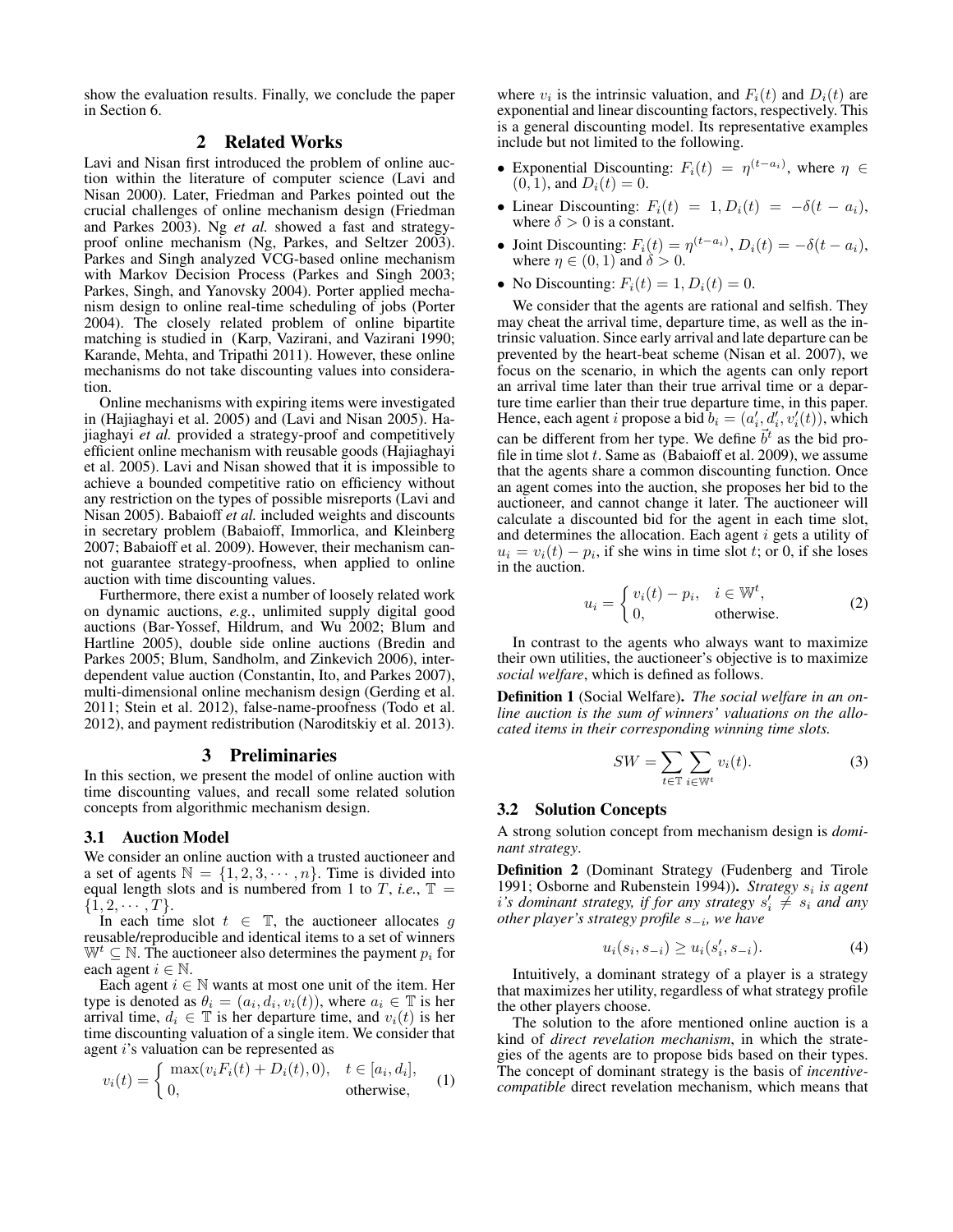show the evaluation results. Finally, we conclude the paper in Section 6.

## 2 Related Works

Lavi and Nisan first introduced the problem of online auction within the literature of computer science (Lavi and Nisan 2000). Later, Friedman and Parkes pointed out the crucial challenges of online mechanism design (Friedman and Parkes 2003). Ng *et al.* showed a fast and strategy-proof online mechanism (Ng, Parkes, and Seltzer 2003). Parkes and Singh analyzed VCG-based online mechanism with Markov Decision Process (Parkes and Singh 2003; Parkes, Singh, and Yanovsky 2004). Porter applied mechanism design to online real-time scheduling of jobs (Porter 2004). The closely related problem of online bipartite matching is studied in (Karp, Vazirani, and Vazirani 1990; Karande, Mehta, and Tripathi 2011). However, these online mechanisms do not take discounting values into consideration.

Online mechanisms with expiring items were investigated in (Hajiaghayi et al. 2005) and (Lavi and Nisan 2005). Hajiaghayi *et al.* provided a strategy-proof and competitively efficient online mechanism with reusable goods (Hajiaghayi et al. 2005). Lavi and Nisan showed that it is impossible to achieve a bounded competitive ratio on efficiency without any restriction on the types of possible misreports (Lavi and Nisan 2005). Babaioff *et al.* included weights and discounts in secretary problem (Babaioff, Immorlica, and Kleinberg 2007; Babaioff et al. 2009). However, their mechanism cannot guarantee strategy-proofness, when applied to online auction with time discounting values.

Furthermore, there exist a number of loosely related work on dynamic auctions, *e.g.*, unlimited supply digital good auctions (Bar-Yossef, Hildrum, and Wu 2002; Blum and Hartline 2005), double side online auctions (Bredin and Parkes 2005; Blum, Sandholm, and Zinkevich 2006), interdependent value auction (Constantin, Ito, and Parkes 2007), multi-dimensional online mechanism design (Gerding et al. 2011; Stein et al. 2012), false-name-proofness (Todo et al. 2012), and payment redistribution (Naroditskiy et al. 2013).

## 3 Preliminaries

In this section, we present the model of online auction with time discounting values, and recall some related solution concepts from algorithmic mechanism design.

### 3.1 Auction Model

We consider an online auction with a trusted auctioneer and a set of agents $\mathbb{N} = \{1, 2, 3, \cdots, n\}$. Time is divided into equal length slots and is numbered from 1 to $T$, *i.e.*, $\mathbb{T} = \{1, 2, \cdots, T\}$.

In each time slot $t \in \mathbb{T}$, the auctioneer allocates $g$ reusable/reproducible and identical items to a set of winners $\mathbb{W}^t \subseteq \mathbb{N}$. The auctioneer also determines the payment $p_i$ for each agent $i \in \mathbb{N}$.

Each agent $i \in \mathbb{N}$ wants at most one unit of the item. Her type is denoted as $\theta_i = (a_i, d_i, v_i(t))$, where $a_i \in \mathbb{T}$ is her arrival time, $d_i \in \mathbb{T}$ is her departure time, and $v_i(t)$ is her time discounting valuation of a single item. We consider that agent $i$'s valuation can be represented as

$$v_i(t) = \begin{cases} \max(v_i F_i(t) + D_i(t), 0), & t \in [a_i, d_i], \\ 0, & \text{otherwise}, \end{cases} \quad (1)$$

where $v_i$ is the intrinsic valuation, and $F_i(t)$ and $D_i(t)$ are exponential and linear discounting factors, respectively. This is a general discounting model. Its representative examples include but not limited to the following.

- Exponential Discounting: $F_i(t) = \eta^{(t-a_i)}$, where $\eta \in (0, 1)$, and $D_i(t) = 0$.
- Linear Discounting: $F_i(t) = 1, D_i(t) = -\delta(t - a_i)$, where $\delta > 0$ is a constant.
- Joint Discounting: $F_i(t) = \eta^{(t-a_i)}$, $D_i(t) = -\delta(t - a_i)$, where $\eta \in (0, 1)$ and $\delta > 0$.
- No Discounting: $F_i(t) = 1, D_i(t) = 0$.

We consider that the agents are rational and selfish. They may cheat the arrival time, departure time, as well as the intrinsic valuation. Since early arrival and late departure can be prevented by the heart-beat scheme (Nisan et al. 2007), we focus on the scenario, in which the agents can only report an arrival time later than their true arrival time or a departure time earlier than their true departure time, in this paper. Hence, each agent $i$ propose a bid $b_i = (a'_i, d'_i, v'_i(t))$, which can be different from her type. We define $\vec{b}^t$ as the bid profile in time slot $t$. Same as (Babaioff et al. 2009), we assume that the agents share a common discounting function. Once an agent comes into the auction, she proposes her bid to the auctioneer, and cannot change it later. The auctioneer will calculate a discounted bid for the agent in each time slot, and determines the allocation. Each agent $i$ gets a utility of $u_i = v_i(t) - p_i$, if she wins in time slot $t$; or 0, if she loses in the auction.

$$u_i = \begin{cases} v_i(t) - p_i, & i \in \mathbb{W}^t, \\ 0, & \text{otherwise}. \end{cases} \quad (2)$$

In contrast to the agents who always want to maximize their own utilities, the auctioneer's objective is to maximize *social welfare*, which is defined as follows.

**Definition 1** (Social Welfare). *The social welfare in an online auction is the sum of winners' valuations on the allocated items in their corresponding winning time slots.*

$$SW = \sum_{t \in \mathbb{T}} \sum_{i \in \mathbb{W}^t} v_i(t). \quad (3)$$

### 3.2 Solution Concepts

A strong solution concept from mechanism design is *dominant strategy*.

**Definition 2** (Dominant Strategy (Fudenberg and Tirole 1991; Osborne and Rubenstein 1994)). *Strategy $s_i$ is agent $i$'s dominant strategy, if for any strategy $s'_i \neq s_i$ and any other player's strategy profile $s_{-i}$, we have*

$$u_i(s_i, s_{-i}) \geq u_i(s'_i, s_{-i}). \quad (4)$$

Intuitively, a dominant strategy of a player is a strategy that maximizes her utility, regardless of what strategy profile the other players choose.

The solution to the afore mentioned online auction is a kind of *direct revelation mechanism*, in which the strategies of the agents are to propose bids based on their types. The concept of dominant strategy is the basis of *incentive-compatible* direct revelation mechanism, which means that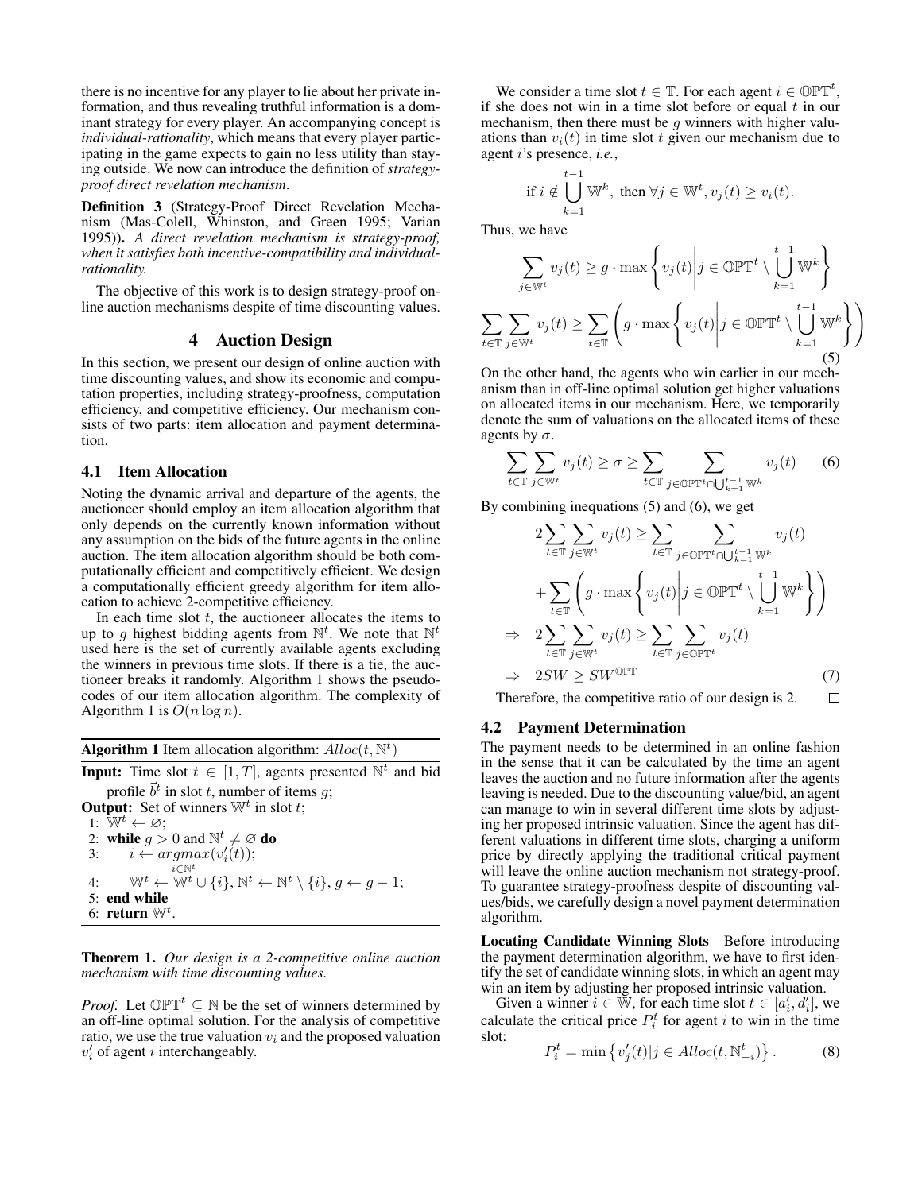there is no incentive for any player to lie about her private information, and thus revealing truthful information is a dominant strategy for every player. An accompanying concept is *individual-rationality*, which means that every player participating in the game expects to gain no less utility than staying outside. We now can introduce the definition of *strategy-proof direct revelation mechanism*.

**Definition 3** (Strategy-Proof Direct Revelation Mechanism (Mas-Colell, Whinston, and Green 1995; Varian 1995)). *A direct revelation mechanism is strategy-proof, when it satisfies both incentive-compatibility and individual-rationality.*

The objective of this work is to design strategy-proof online auction mechanisms despite of time discounting values.

## 4 Auction Design

In this section, we present our design of online auction with time discounting values, and show its economic and computation properties, including strategy-proofness, computation efficiency, and competitive efficiency. Our mechanism consists of two parts: item allocation and payment determination.

### 4.1 Item Allocation

Noting the dynamic arrival and departure of the agents, the auctioneer should employ an item allocation algorithm that only depends on the currently known information without any assumption on the bids of the future agents in the online auction. The item allocation algorithm should be both computationally efficient and competitively efficient. We design a computationally efficient greedy algorithm for item allocation to achieve 2-competitive efficiency.

In each time slot $t$, the auctioneer allocates the items to up to $g$ highest bidding agents from $\mathbb{N}^t$. We note that $\mathbb{N}^t$ used here is the set of currently available agents excluding the winners in previous time slots. If there is a tie, the auctioneer breaks it randomly. Algorithm 1 shows the pseudo-codes of our item allocation algorithm. The complexity of Algorithm 1 is $O(n \log n)$.

**Algorithm 1** Item allocation algorithm: $Alloc(t, \mathbb{N}^t)$

**Input:** Time slot $t \in [1, T]$, agents presented $\mathbb{N}^t$ and bid profile $\vec{b}^t$ in slot $t$, number of items $g$;
**Output:** Set of winners $\mathbb{W}^t$ in slot $t$;

```
1: W^t ← ∅;
2: while g > 0 and N^t ≠ ∅ do
3:     i ← argmax_{i∈N^t}(v'_i(t));
4:     W^t ← W^t ∪ {i}, N^t ← N^t \ {i}, g ← g − 1;
5: end while
6: return W^t.
```

**Theorem 1.** *Our design is a 2-competitive online auction mechanism with time discounting values.*

*Proof.* Let $\mathbb{OPT}^t \subseteq \mathbb{N}$ be the set of winners determined by an off-line optimal solution. For the analysis of competitive ratio, we use the true valuation $v_i$ and the proposed valuation $v'_i$ of agent $i$ interchangeably.

We consider a time slot $t \in \mathbb{T}$. For each agent $i \in \mathbb{OPT}^t$, if she does not win in a time slot before or equal $t$ in our mechanism, then there must be $g$ winners with higher valuations than $v_i(t)$ in time slot $t$ given our mechanism due to agent $i$'s presence, *i.e.*,

$$\text{if } i \notin \bigcup_{k=1}^{t-1} \mathbb{W}^k, \text{ then } \forall j \in \mathbb{W}^t, v_j(t) \geq v_i(t).$$

Thus, we have

$$\sum_{j \in \mathbb{W}^t} v_j(t) \geq g \cdot \max\left\{ v_j(t) \middle| j \in \mathbb{OPT}^t \setminus \bigcup_{k=1}^{t-1} \mathbb{W}^k \right\}$$

$$\sum_{t \in \mathbb{T}} \sum_{j \in \mathbb{W}^t} v_j(t) \geq \sum_{t \in \mathbb{T}} \left( g \cdot \max\left\{ v_j(t) \middle| j \in \mathbb{OPT}^t \setminus \bigcup_{k=1}^{t-1} \mathbb{W}^k \right\} \right) \tag{5}$$

On the other hand, the agents who win earlier in our mechanism than in off-line optimal solution get higher valuations on allocated items in our mechanism. Here, we temporarily denote the sum of valuations on the allocated items of these agents by $\sigma$.

$$\sum_{t \in \mathbb{T}} \sum_{j \in \mathbb{W}^t} v_j(t) \geq \sigma \geq \sum_{t \in \mathbb{T}} \sum_{j \in \mathbb{OPT}^t \cap \bigcup_{k=1}^{t-1} \mathbb{W}^k} v_j(t) \tag{6}$$

By combining inequations (5) and (6), we get

$$\begin{aligned}
& 2 \sum_{t \in \mathbb{T}} \sum_{j \in \mathbb{W}^t} v_j(t) \geq \sum_{t \in \mathbb{T}} \sum_{j \in \mathbb{OPT}^t \cap \bigcup_{k=1}^{t-1} \mathbb{W}^k} v_j(t) \\
& \quad + \sum_{t \in \mathbb{T}} \left( g \cdot \max\left\{ v_j(t) \middle| j \in \mathbb{OPT}^t \setminus \bigcup_{k=1}^{t-1} \mathbb{W}^k \right\} \right) \\
\Rightarrow \quad & 2 \sum_{t \in \mathbb{T}} \sum_{j \in \mathbb{W}^t} v_j(t) \geq \sum_{t \in \mathbb{T}} \sum_{j \in \mathbb{OPT}^t} v_j(t) \\
\Rightarrow \quad & 2SW \geq SW^{\mathbb{OPT}}
\end{aligned} \tag{7}$$

Therefore, the competitive ratio of our design is 2. $\square$

### 4.2 Payment Determination

The payment needs to be determined in an online fashion in the sense that it can be calculated by the time an agent leaves the auction and no future information after the agents leaving is needed. Due to the discounting value/bid, an agent can manage to win in several different time slots by adjusting her proposed intrinsic valuation. Since the agent has different valuations in different time slots, charging a uniform price by directly applying the traditional critical payment will leave the online auction mechanism not strategy-proof. To guarantee strategy-proofness despite of discounting values/bids, we carefully design a novel payment determination algorithm.

**Locating Candidate Winning Slots** Before introducing the payment determination algorithm, we have to first identify the set of candidate winning slots, in which an agent may win an item by adjusting her proposed intrinsic valuation.

Given a winner $i \in \mathbb{W}$, for each time slot $t \in [a'_i, d'_i]$, we calculate the critical price $P_i^t$ for agent $i$ to win in the time slot:

$$P_i^t = \min\left\{ v'_j(t) | j \in Alloc(t, \mathbb{N}_{-i}^t) \right\}. \tag{8}$$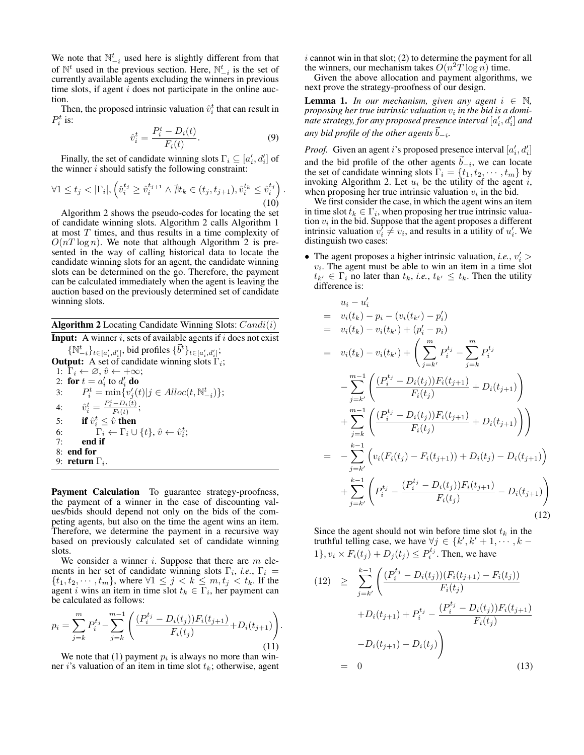We note that $\mathbb{N}_{-i}^t$ used here is slightly different from that of $\mathbb{N}^t$ used in the previous section. Here, $\mathbb{N}_{-i}^t$ is the set of currently available agents excluding the winners in previous time slots, if agent $i$ does not participate in the online auction.

Then, the proposed intrinsic valuation $\hat{v}_i^t$ that can result in $P_i^t$ is:

$$\hat{v}_i^t = \frac{P_i^t - D_i(t)}{F_i(t)}. \tag{9}$$

Finally, the set of candidate winning slots $\Gamma_i \subseteq [a_i', d_i']$ of the winner $i$ should satisfy the following constraint:

$$\forall 1 \leq t_j < |\Gamma_i|, \left(\hat{v}_i^{t_j} \geq \hat{v}_i^{t_{j+1}} \wedge \nexists t_k \in (t_j, t_{j+1}), \hat{v}_i^{t_k} \leq \hat{v}_i^{t_j}\right). \tag{10}$$

Algorithm 2 shows the pseudo-codes for locating the set of candidate winning slots. Algorithm 2 calls Algorithm 1 at most $T$ times, and thus results in a time complexity of $O(nT \log n)$. We note that although Algorithm 2 is presented in the way of calling historical data to locate the candidate winning slots for an agent, the candidate winning slots can be determined on the go. Therefore, the payment can be calculated immediately when the agent is leaving the auction based on the previously determined set of candidate winning slots.

**Algorithm 2** Locating Candidate Winning Slots: $Candi(i)$

**Input:** A winner $i$, sets of available agents if $i$ does not exist $\{\mathbb{N}_{-i}^t\}_{t\in[a_i',d_i']}$, bid profiles $\{\vec{b}^t\}_{t\in[a_i',d_i']}$;
**Output:** A set of candidate winning slots $\Gamma_i$;
1: $\Gamma_i \leftarrow \varnothing$, $\hat{v} \leftarrow +\infty$;
2: **for** $t = a_i'$ to $d_i'$ **do**
3: $\quad P_i^t = \min\{v_j'(t) | j \in Alloc(t, \mathbb{N}_{-i}^t)\}$;
4: $\quad \hat{v}_i^t = \frac{P_i^t - D_i(t)}{F_i(t)}$;
5: $\quad$ **if** $\hat{v}_i^t \leq \hat{v}$ **then**
6: $\quad\quad \Gamma_i \leftarrow \Gamma_i \cup \{t\}$, $\hat{v} \leftarrow \hat{v}_i^t$;
7: $\quad$ **end if**
8: **end for**
9: **return** $\Gamma_i$.

**Payment Calculation** To guarantee strategy-proofness, the payment of a winner in the case of discounting values/bids should depend not only on the bids of the competing agents, but also on the time the agent wins an item. Therefore, we determine the payment in a recursive way based on previously calculated set of candidate winning slots.

We consider a winner $i$. Suppose that there are $m$ elements in her set of candidate winning slots $\Gamma_i$, *i.e.*, $\Gamma_i = \{t_1, t_2, \cdots, t_m\}$, where $\forall 1 \leq j < k \leq m, t_j < t_k$. If the agent $i$ wins an item in time slot $t_k \in \Gamma_i$, her payment can be calculated as follows:

$$p_i = \sum_{j=k}^{m} P_i^{t_j} - \sum_{j=k}^{m-1}\left(\frac{(P_i^{t_j} - D_i(t_j))F_i(t_{j+1})}{F_i(t_j)} + D_i(t_{j+1})\right). \tag{11}$$

We note that (1) payment $p_i$ is always no more than winner $i$'s valuation of an item in time slot $t_k$; otherwise, agent $i$ cannot win in that slot; (2) to determine the payment for all the winners, our mechanism takes $O(n^2 T \log n)$ time.

Given the above allocation and payment algorithms, we next prove the strategy-proofness of our design.

**Lemma 1.** *In our mechanism, given any agent $i \in \mathbb{N}$, proposing her true intrinsic valuation $v_i$ in the bid is a dominate strategy, for any proposed presence interval $[a_i', d_i']$ and any bid profile of the other agents $\vec{b}_{-i}$.*

*Proof.* Given an agent $i$'s proposed presence interval $[a_i', d_i']$ and the bid profile of the other agents $\vec{b}_{-i}$, we can locate the set of candidate winning slots $\Gamma_i = \{t_1, t_2, \cdots, t_m\}$ by invoking Algorithm 2. Let $u_i$ be the utility of the agent $i$, when proposing her true intrinsic valuation $v_i$ in the bid.

We first consider the case, in which the agent wins an item in time slot $t_k \in \Gamma_i$, when proposing her true intrinsic valuation $v_i$ in the bid. Suppose that the agent proposes a different intrinsic valuation $v_i' \neq v_i$, and results in a utility of $u_i'$. We distinguish two cases:

- The agent proposes a higher intrinsic valuation, *i.e.*, $v_i' > v_i$. The agent must be able to win an item in a time slot $t_{k'} \in \Gamma_i$ no later than $t_k$, *i.e.*, $t_{k'} \leq t_k$. Then the utility difference is:

$$\begin{aligned}
& u_i - u_i' \\
=\ & v_i(t_k) - p_i - (v_i(t_{k'}) - p_i') \\
=\ & v_i(t_k) - v_i(t_{k'}) + (p_i' - p_i) \\
=\ & v_i(t_k) - v_i(t_{k'}) + \Bigg(\sum_{j=k'}^{m} P_i^{t_j} - \sum_{j=k}^{m} P_i^{t_j} \\
& - \sum_{j=k'}^{m-1}\left(\frac{(P_i^{t_j} - D_i(t_j))F_i(t_{j+1})}{F_i(t_j)} + D_i(t_{j+1})\right) \\
& + \sum_{j=k}^{m-1}\left(\frac{(P_i^{t_j} - D_i(t_j))F_i(t_{j+1})}{F_i(t_j)} + D_i(t_{j+1})\right)\Bigg) \\
=\ & -\sum_{j=k'}^{k-1}\Big(v_i(F_i(t_j) - F_i(t_{j+1})) + D_i(t_j) - D_i(t_{j+1})\Big) \\
& + \sum_{j=k'}^{k-1}\left(P_i^{t_j} - \frac{(P_i^{t_j} - D_i(t_j))F_i(t_{j+1})}{F_i(t_j)} - D_i(t_{j+1})\right)
\end{aligned} \tag{12}$$

Since the agent should not win before time slot $t_k$ in the truthful telling case, we have $\forall j \in \{k', k'+1, \cdots, k-1\}, v_i \times F_i(t_j) + D_j(t_j) \leq P_i^{t_j}$. Then, we have

$$\begin{aligned}
(12)\ \geq\ & \sum_{j=k'}^{k-1}\Bigg(\frac{(P_i^{t_j} - D_i(t_j))(F_i(t_{j+1}) - F_i(t_j))}{F_i(t_j)} \\
& + D_i(t_{j+1}) + P_i^{t_j} - \frac{(P_i^{t_j} - D_i(t_j))F_i(t_{j+1})}{F_i(t_j)} \\
& - D_i(t_{j+1}) - D_i(t_j)\Bigg) \\
=\ & 0
\end{aligned} \tag{13}$$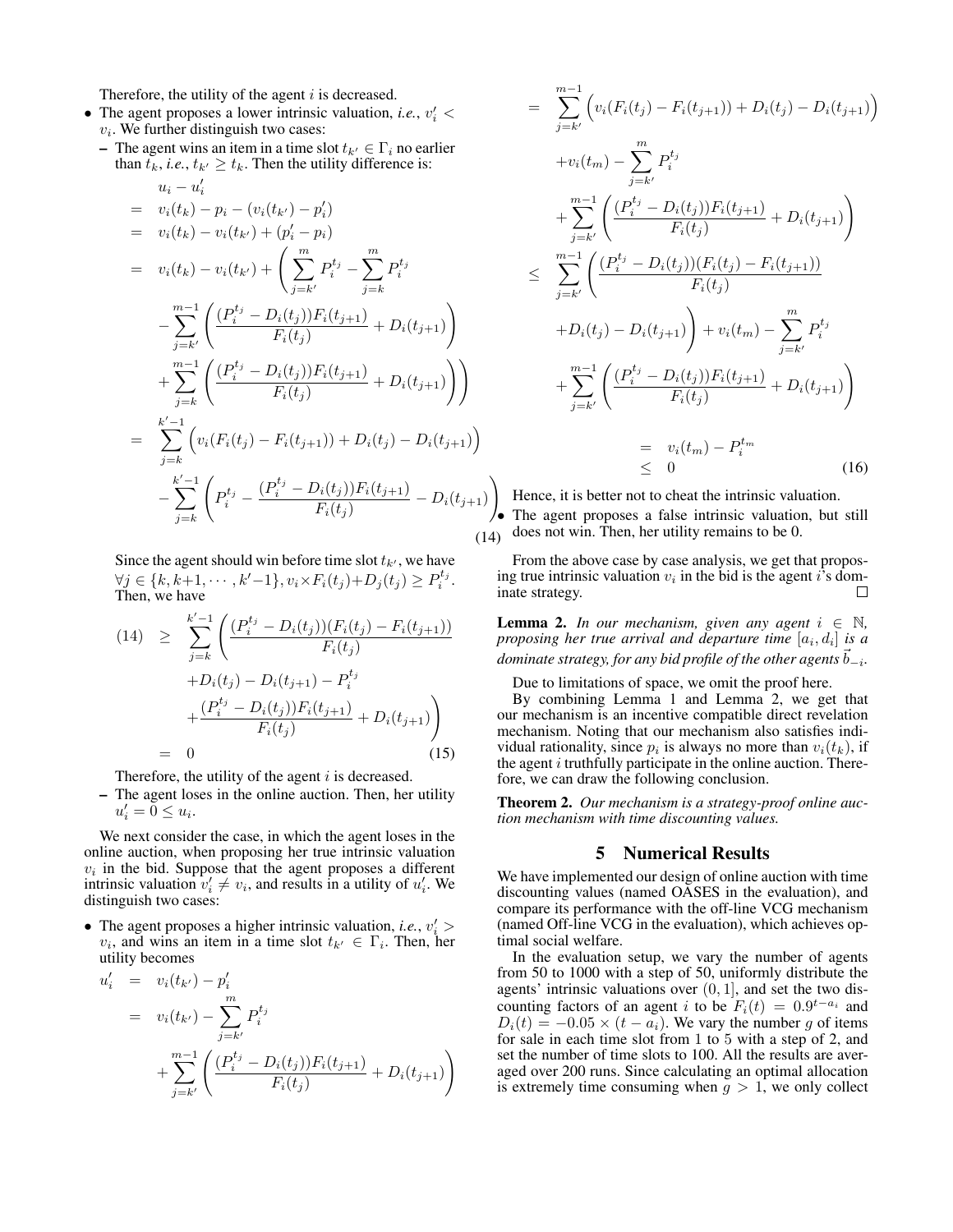Therefore, the utility of the agent $i$ is decreased.

- The agent proposes a lower intrinsic valuation, *i.e.*, $v'_i < v_i$. We further distinguish two cases:
  - The agent wins an item in a time slot $t_{k'} \in \Gamma_i$ no earlier than $t_k$, *i.e.*, $t_{k'} \geq t_k$. Then the utility difference is:

$$
\begin{aligned}
& u_i - u'_i \\
= \;& v_i(t_k) - p_i - (v_i(t_{k'}) - p'_i) \\
= \;& v_i(t_k) - v_i(t_{k'}) + (p'_i - p_i) \\
= \;& v_i(t_k) - v_i(t_{k'}) + \left( \sum_{j=k'}^{m} P_i^{t_j} - \sum_{j=k}^{m} P_i^{t_j} \right. \\
& - \sum_{j=k'}^{m-1} \left( \frac{(P_i^{t_j} - D_i(t_j))F_i(t_{j+1})}{F_i(t_j)} + D_i(t_{j+1}) \right) \\
& \left. + \sum_{j=k}^{m-1} \left( \frac{(P_i^{t_j} - D_i(t_j))F_i(t_{j+1})}{F_i(t_j)} + D_i(t_{j+1}) \right) \right) \\
= \;& \sum_{j=k}^{k'-1} \Big( v_i(F_i(t_j) - F_i(t_{j+1})) + D_i(t_j) - D_i(t_{j+1}) \Big) \\
& - \sum_{j=k}^{k'-1} \left( P_i^{t_j} - \frac{(P_i^{t_j} - D_i(t_j))F_i(t_{j+1})}{F_i(t_j)} - D_i(t_{j+1}) \right)
\end{aligned} \tag{14}
$$

Since the agent should win before time slot $t_{k'}$, we have $\forall j \in \{k, k+1, \cdots, k'-1\}, v_i \times F_i(t_j) + D_j(t_j) \geq P_i^{t_j}$. Then, we have

$$
\begin{aligned}
(14) \;\geq\; & \sum_{j=k}^{k'-1} \left( \frac{(P_i^{t_j} - D_i(t_j))(F_i(t_j) - F_i(t_{j+1}))}{F_i(t_j)} \right. \\
& + D_i(t_j) - D_i(t_{j+1}) - P_i^{t_j} \\
& \left. + \frac{(P_i^{t_j} - D_i(t_j))F_i(t_{j+1})}{F_i(t_j)} + D_i(t_{j+1}) \right) \\
= \;& 0
\end{aligned} \tag{15}
$$

Therefore, the utility of the agent $i$ is decreased.

  - The agent loses in the online auction. Then, her utility $u'_i = 0 \leq u_i$.

We next consider the case, in which the agent loses in the online auction, when proposing her true intrinsic valuation $v_i$ in the bid. Suppose that the agent proposes a different intrinsic valuation $v'_i \neq v_i$, and results in a utility of $u'_i$. We distinguish two cases:

- The agent proposes a higher intrinsic valuation, *i.e.*, $v'_i > v_i$, and wins an item in a time slot $t_{k'} \in \Gamma_i$. Then, her utility becomes

$$
\begin{aligned}
u'_i \;=\; & v_i(t_{k'}) - p'_i \\
= \;& v_i(t_{k'}) - \sum_{j=k'}^{m} P_i^{t_j} \\
& + \sum_{j=k'}^{m-1} \left( \frac{(P_i^{t_j} - D_i(t_j))F_i(t_{j+1})}{F_i(t_j)} + D_i(t_{j+1}) \right) \\
= \;& \sum_{j=k'}^{m-1} \Big( v_i(F_i(t_j) - F_i(t_{j+1})) + D_i(t_j) - D_i(t_{j+1}) \Big) \\
& + v_i(t_m) - \sum_{j=k'}^{m} P_i^{t_j} \\
& + \sum_{j=k'}^{m-1} \left( \frac{(P_i^{t_j} - D_i(t_j))F_i(t_{j+1})}{F_i(t_j)} + D_i(t_{j+1}) \right) \\
\leq \;& \sum_{j=k'}^{m-1} \left( \frac{(P_i^{t_j} - D_i(t_j))(F_i(t_j) - F_i(t_{j+1}))}{F_i(t_j)} \right. \\
& \left. + D_i(t_j) - D_i(t_{j+1}) \right) + v_i(t_m) - \sum_{j=k'}^{m} P_i^{t_j} \\
& + \sum_{j=k'}^{m-1} \left( \frac{(P_i^{t_j} - D_i(t_j))F_i(t_{j+1})}{F_i(t_j)} + D_i(t_{j+1}) \right) \\
= \;& v_i(t_m) - P_i^{t_m} \\
\leq \;& 0
\end{aligned} \tag{16}
$$

Hence, it is better not to cheat the intrinsic valuation.

- The agent proposes a false intrinsic valuation, but still does not win. Then, her utility remains to be 0.

From the above case by case analysis, we get that proposing true intrinsic valuation $v_i$ in the bid is the agent $i$'s dominate strategy. □

**Lemma 2.** *In our mechanism, given any agent $i \in \mathbb{N}$, proposing her true arrival and departure time $[a_i, d_i]$ is a dominate strategy, for any bid profile of the other agents $\vec{b}_{-i}$.*

Due to limitations of space, we omit the proof here.

By combining Lemma 1 and Lemma 2, we get that our mechanism is an incentive compatible direct revelation mechanism. Noting that our mechanism also satisfies individual rationality, since $p_i$ is always no more than $v_i(t_k)$, if the agent $i$ truthfully participate in the online auction. Therefore, we can draw the following conclusion.

**Theorem 2.** *Our mechanism is a strategy-proof online auction mechanism with time discounting values.*

## 5 Numerical Results

We have implemented our design of online auction with time discounting values (named OASES in the evaluation), and compare its performance with the off-line VCG mechanism (named Off-line VCG in the evaluation), which achieves optimal social welfare.

In the evaluation setup, we vary the number of agents from 50 to 1000 with a step of 50, uniformly distribute the agents' intrinsic valuations over $(0, 1]$, and set the two discounting factors of an agent $i$ to be $F_i(t) = 0.9^{t-a_i}$ and $D_i(t) = -0.05 \times (t - a_i)$. We vary the number $g$ of items for sale in each time slot from 1 to 5 with a step of 2, and set the number of time slots to be 100. All the results are averaged over 200 runs. Since calculating an optimal allocation is extremely time consuming when $g > 1$, we only collect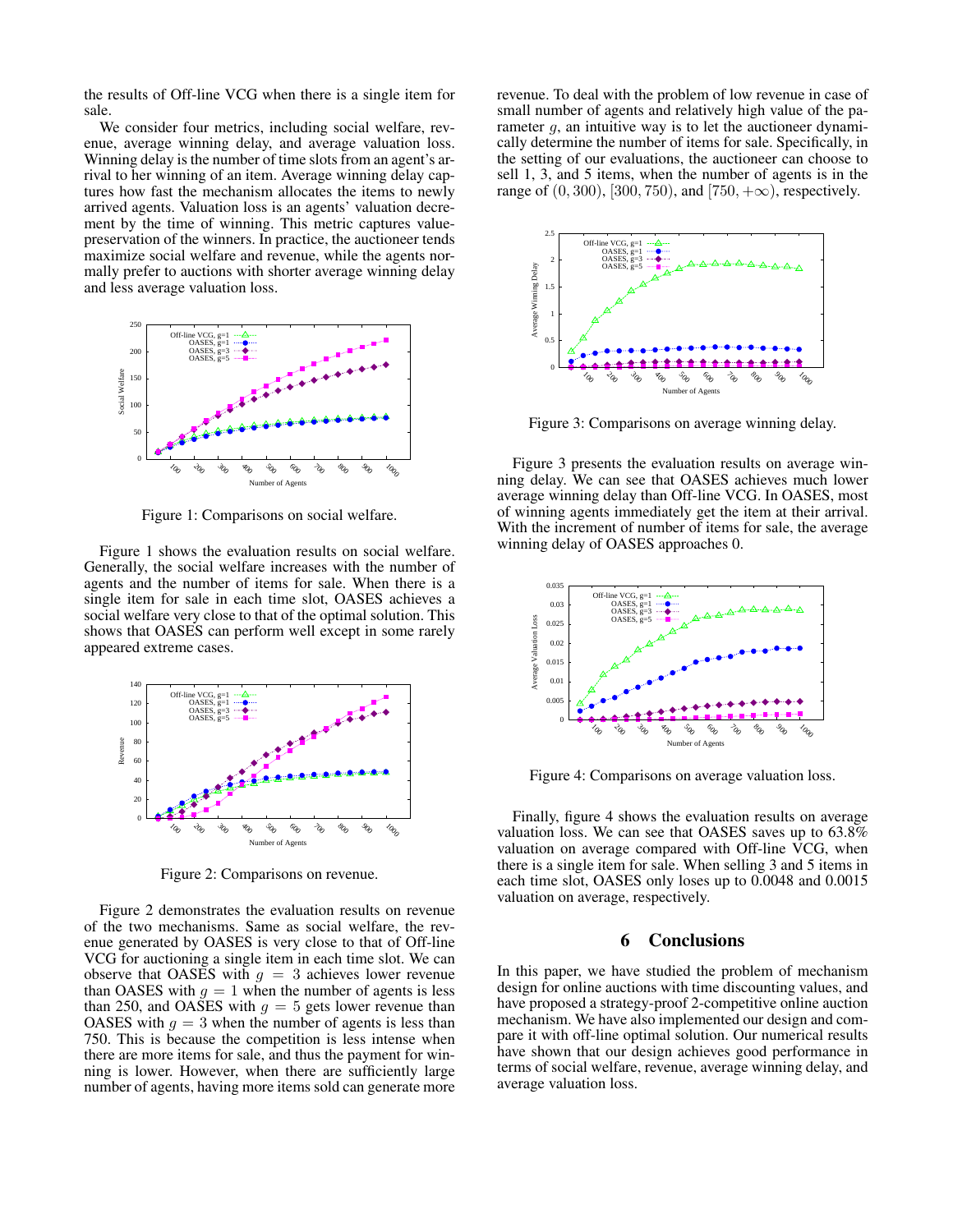the results of Off-line VCG when there is a single item for sale.

We consider four metrics, including social welfare, revenue, average winning delay, and average valuation loss. Winning delay is the number of time slots from an agent's arrival to her winning of an item. Average winning delay captures how fast the mechanism allocates the items to newly arrived agents. Valuation loss is an agents' valuation decrement by the time of winning. This metric captures value-preservation of the winners. In practice, the auctioneer tends maximize social welfare and revenue, while the agents normally prefer to auctions with shorter average winning delay and less average valuation loss.

Figure 1: Comparisons on social welfare.

Figure 1 shows the evaluation results on social welfare. Generally, the social welfare increases with the number of agents and the number of items for sale. When there is a single item for sale in each time slot, OASES achieves a social welfare very close to that of the optimal solution. This shows that OASES can perform well except in some rarely appeared extreme cases.

Figure 2: Comparisons on revenue.

Figure 2 demonstrates the evaluation results on revenue of the two mechanisms. Same as social welfare, the revenue generated by OASES is very close to that of Off-line VCG for auctioning a single item in each time slot. We can observe that OASES with $g = 3$ achieves lower revenue than OASES with $g = 1$ when the number of agents is less than 250, and OASES with $g = 5$ gets lower revenue than OASES with $g = 3$ when the number of agents is less than 750. This is because the competition is less intense when there are more items for sale, and thus the payment for winning is lower. However, when there are sufficiently large number of agents, having more items sold can generate more revenue. To deal with the problem of low revenue in case of small number of agents and relatively high value of the parameter $g$, an intuitive way is to let the auctioneer dynamically determine the number of items for sale. Specifically, in the setting of our evaluations, the auctioneer can choose to sell 1, 3, and 5 items, when the number of agents is in the range of $(0, 300)$, $[300, 750)$, and $[750, +\infty)$, respectively.

Figure 3: Comparisons on average winning delay.

Figure 3 presents the evaluation results on average winning delay. We can see that OASES achieves much lower average winning delay than Off-line VCG. In OASES, most of winning agents immediately get the item at their arrival. With the increment of number of items for sale, the average winning delay of OASES approaches 0.

Figure 4: Comparisons on average valuation loss.

Finally, figure 4 shows the evaluation results on average valuation loss. We can see that OASES saves up to 63.8% valuation on average compared with Off-line VCG, when there is a single item for sale. When selling 3 and 5 items in each time slot, OASES only loses up to 0.0048 and 0.0015 valuation on average, respectively.

## 6 Conclusions

In this paper, we have studied the problem of mechanism design for online auctions with time discounting values, and have proposed a strategy-proof 2-competitive online auction mechanism. We have also implemented our design and compare it with off-line optimal solution. Our numerical results have shown that our design achieves good performance in terms of social welfare, revenue, average winning delay, and average valuation loss.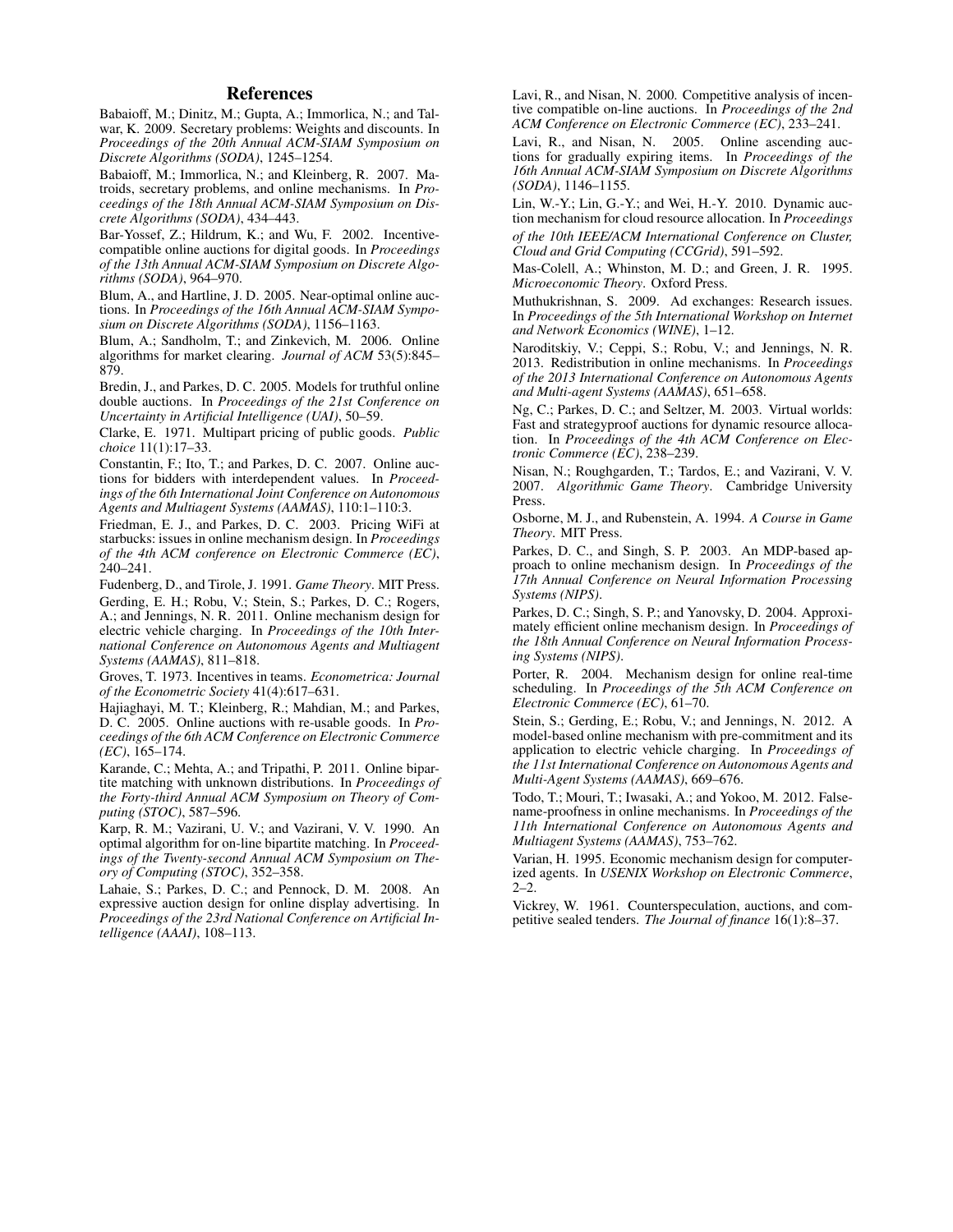# References

Babaioff, M.; Dinitz, M.; Gupta, A.; Immorlica, N.; and Talwar, K. 2009. Secretary problems: Weights and discounts. In *Proceedings of the 20th Annual ACM-SIAM Symposium on Discrete Algorithms (SODA)*, 1245–1254.

Babaioff, M.; Immorlica, N.; and Kleinberg, R. 2007. Matroids, secretary problems, and online mechanisms. In *Proceedings of the 18th Annual ACM-SIAM Symposium on Discrete Algorithms (SODA)*, 434–443.

Bar-Yossef, Z.; Hildrum, K.; and Wu, F. 2002. Incentive-compatible online auctions for digital goods. In *Proceedings of the 13th Annual ACM-SIAM Symposium on Discrete Algorithms (SODA)*, 964–970.

Blum, A., and Hartline, J. D. 2005. Near-optimal online auctions. In *Proceedings of the 16th Annual ACM-SIAM Symposium on Discrete Algorithms (SODA)*, 1156–1163.

Blum, A.; Sandholm, T.; and Zinkevich, M. 2006. Online algorithms for market clearing. *Journal of ACM* 53(5):845–879.

Bredin, J., and Parkes, D. C. 2005. Models for truthful online double auctions. In *Proceedings of the 21st Conference on Uncertainty in Artificial Intelligence (UAI)*, 50–59.

Clarke, E. 1971. Multipart pricing of public goods. *Public choice* 11(1):17–33.

Constantin, F.; Ito, T.; and Parkes, D. C. 2007. Online auctions for bidders with interdependent values. In *Proceedings of the 6th International Joint Conference on Autonomous Agents and Multiagent Systems (AAMAS)*, 110:1–110:3.

Friedman, E. J., and Parkes, D. C. 2003. Pricing WiFi at starbucks: issues in online mechanism design. In *Proceedings of the 4th ACM conference on Electronic Commerce (EC)*, 240–241.

Fudenberg, D., and Tirole, J. 1991. *Game Theory*. MIT Press.

Gerding, E. H.; Robu, V.; Stein, S.; Parkes, D. C.; Rogers, A.; and Jennings, N. R. 2011. Online mechanism design for electric vehicle charging. In *Proceedings of the 10th International Conference on Autonomous Agents and Multiagent Systems (AAMAS)*, 811–818.

Groves, T. 1973. Incentives in teams. *Econometrica: Journal of the Econometric Society* 41(4):617–631.

Hajiaghayi, M. T.; Kleinberg, R.; Mahdian, M.; and Parkes, D. C. 2005. Online auctions with re-usable goods. In *Proceedings of the 6th ACM Conference on Electronic Commerce (EC)*, 165–174.

Karande, C.; Mehta, A.; and Tripathi, P. 2011. Online bipartite matching with unknown distributions. In *Proceedings of the Forty-third Annual ACM Symposium on Theory of Computing (STOC)*, 587–596.

Karp, R. M.; Vazirani, U. V.; and Vazirani, V. V. 1990. An optimal algorithm for on-line bipartite matching. In *Proceedings of the Twenty-second Annual ACM Symposium on Theory of Computing (STOC)*, 352–358.

Lahaie, S.; Parkes, D. C.; and Pennock, D. M. 2008. An expressive auction design for online display advertising. In *Proceedings of the 23rd National Conference on Artificial Intelligence (AAAI)*, 108–113.

Lavi, R., and Nisan, N. 2000. Competitive analysis of incentive compatible on-line auctions. In *Proceedings of the 2nd ACM Conference on Electronic Commerce (EC)*, 233–241.

Lavi, R., and Nisan, N. 2005. Online ascending auctions for gradually expiring items. In *Proceedings of the 16th Annual ACM-SIAM Symposium on Discrete Algorithms (SODA)*, 1146–1155.

Lin, W.-Y.; Lin, G.-Y.; and Wei, H.-Y. 2010. Dynamic auction mechanism for cloud resource allocation. In *Proceedings of the 10th IEEE/ACM International Conference on Cluster, Cloud and Grid Computing (CCGrid)*, 591–592.

Mas-Colell, A.; Whinston, M. D.; and Green, J. R. 1995. *Microeconomic Theory*. Oxford Press.

Muthukrishnan, S. 2009. Ad exchanges: Research issues. In *Proceedings of the 5th International Workshop on Internet and Network Economics (WINE)*, 1–12.

Naroditskiy, V.; Ceppi, S.; Robu, V.; and Jennings, N. R. 2013. Redistribution in online mechanisms. In *Proceedings of the 2013 International Conference on Autonomous Agents and Multi-agent Systems (AAMAS)*, 651–658.

Ng, C.; Parkes, D. C.; and Seltzer, M. 2003. Virtual worlds: Fast and strategyproof auctions for dynamic resource allocation. In *Proceedings of the 4th ACM Conference on Electronic Commerce (EC)*, 238–239.

Nisan, N.; Roughgarden, T.; Tardos, E.; and Vazirani, V. V. 2007. *Algorithmic Game Theory*. Cambridge University Press.

Osborne, M. J., and Rubenstein, A. 1994. *A Course in Game Theory*. MIT Press.

Parkes, D. C., and Singh, S. P. 2003. An MDP-based approach to online mechanism design. In *Proceedings of the 17th Annual Conference on Neural Information Processing Systems (NIPS)*.

Parkes, D. C.; Singh, S. P.; and Yanovsky, D. 2004. Approximately efficient online mechanism design. In *Proceedings of the 18th Annual Conference on Neural Information Processing Systems (NIPS)*.

Porter, R. 2004. Mechanism design for online real-time scheduling. In *Proceedings of the 5th ACM Conference on Electronic Commerce (EC)*, 61–70.

Stein, S.; Gerding, E.; Robu, V.; and Jennings, N. 2012. A model-based online mechanism with pre-commitment and its application to electric vehicle charging. In *Proceedings of the 11st International Conference on Autonomous Agents and Multi-Agent Systems (AAMAS)*, 669–676.

Todo, T.; Mouri, T.; Iwasaki, A.; and Yokoo, M. 2012. False-name-proofness in online mechanisms. In *Proceedings of the 11th International Conference on Autonomous Agents and Multiagent Systems (AAMAS)*, 753–762.

Varian, H. 1995. Economic mechanism design for computerized agents. In *USENIX Workshop on Electronic Commerce*, 2–2.

Vickrey, W. 1961. Counterspeculation, auctions, and competitive sealed tenders. *The Journal of finance* 16(1):8–37.